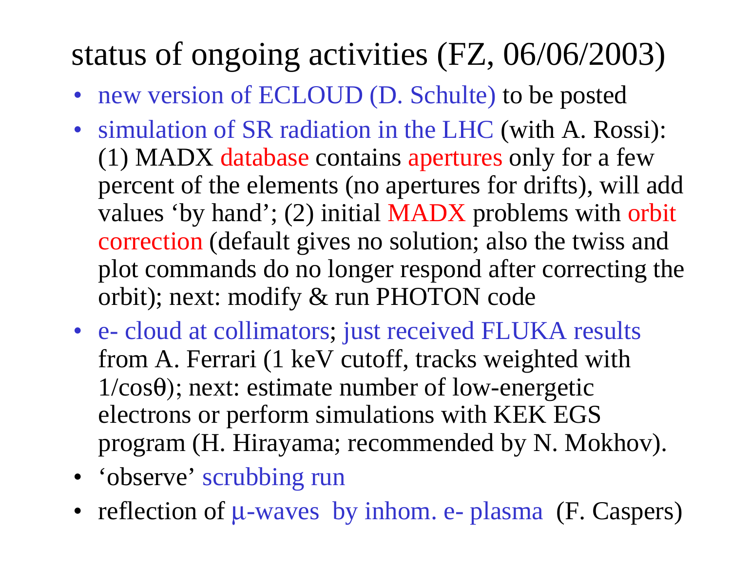# status of ongoing activities (FZ, 06/06/2003)

- new version of ECLOUD (D. Schulte) to be posted
- simulation of SR radiation in the LHC (with A. Rossi): (1) MADX database contains apertures only for a few percent of the elements (no apertures for drifts), will add values 'by hand'; (2) initial MADX problems with orbit correction (default gives no solution; also the twiss and plot commands do no longer respond after correcting the orbit); next: modify & run PHOTON code
- e- cloud at collimators; just received FLUKA results from A. Ferrari (1 keV cutoff, tracks weighted with $1/\cos\theta$); next: estimate number of low-energetic electrons or perform simulations with KEK EGS program (H. Hirayama; recommended by N. Mokhov).
- 'observe' scrubbing run
- reflection of $\mu$-waves by inhom. e- plasma (F. Caspers)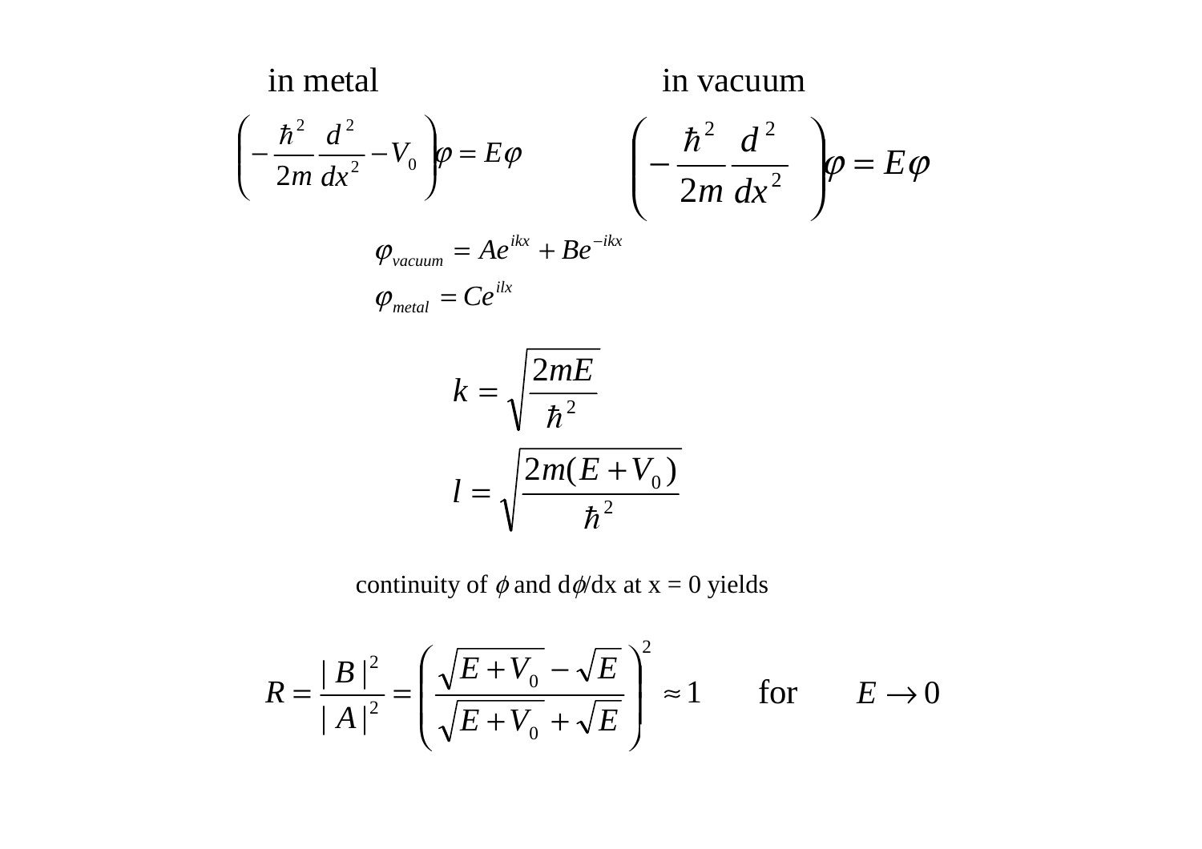in metal

$$\left(-\frac{\hbar^2}{2m}\frac{d^2}{dx^2} - V_0\right)\varphi = E\varphi$$

in vacuum

$$\left(-\frac{\hbar^2}{2m}\frac{d^2}{dx^2}\right)\varphi = E\varphi$$

$$\varphi_{vacuum} = Ae^{ikx} + Be^{-ikx}$$

$$\varphi_{metal} = Ce^{ilx}$$

$$k = \sqrt{\frac{2mE}{\hbar^2}}$$

$$l = \sqrt{\frac{2m(E+V_0)}{\hbar^2}}$$

continuity of $\phi$ and $d\phi/dx$ at x = 0 yields

$$R = \frac{|B|^2}{|A|^2} = \left(\frac{\sqrt{E+V_0} - \sqrt{E}}{\sqrt{E+V_0} + \sqrt{E}}\right)^2 \approx 1 \qquad \text{for} \qquad E \to 0$$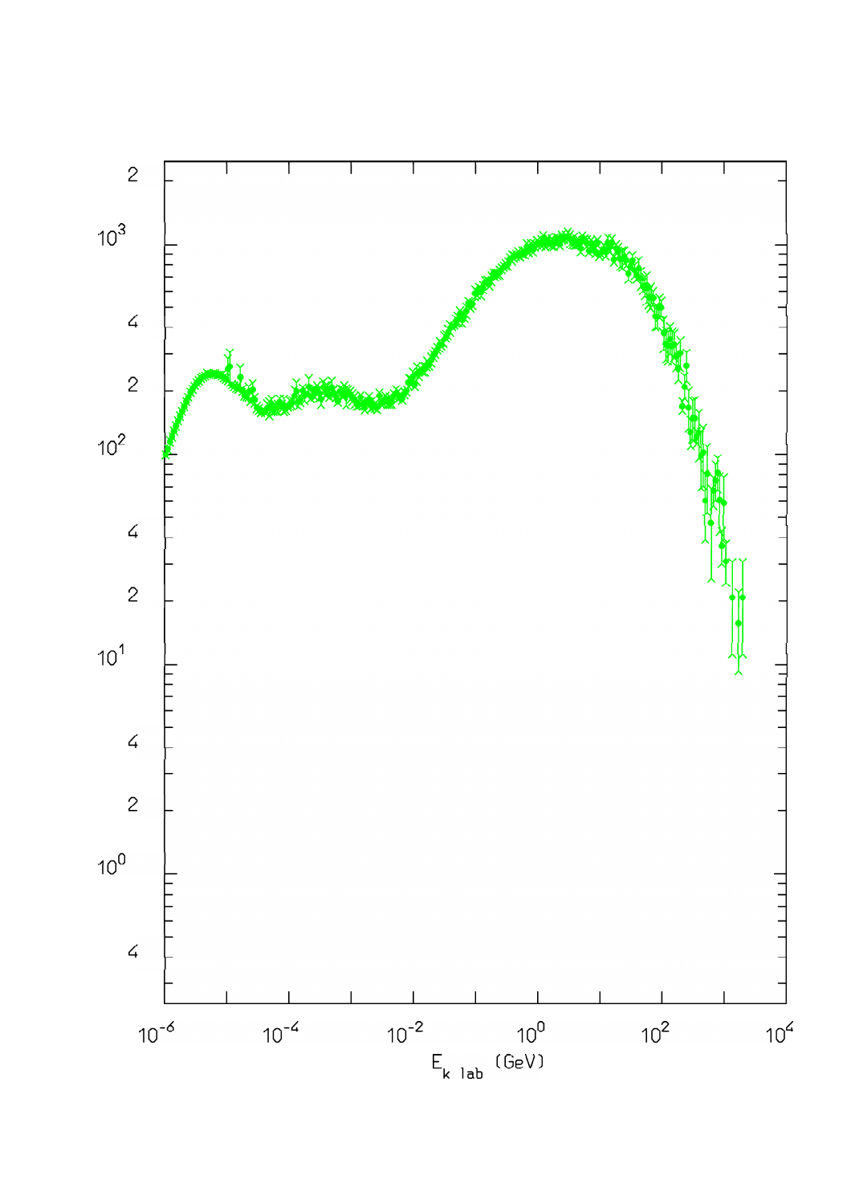2

$10^3$

4

2

$10^2$

4

2

$10^1$

4

2

$10^0$

4

$10^{-6}$ $10^{-4}$ $10^{-2}$ $10^0$ $10^2$ $10^4$

$E_{k\ lab}$ (GeV)